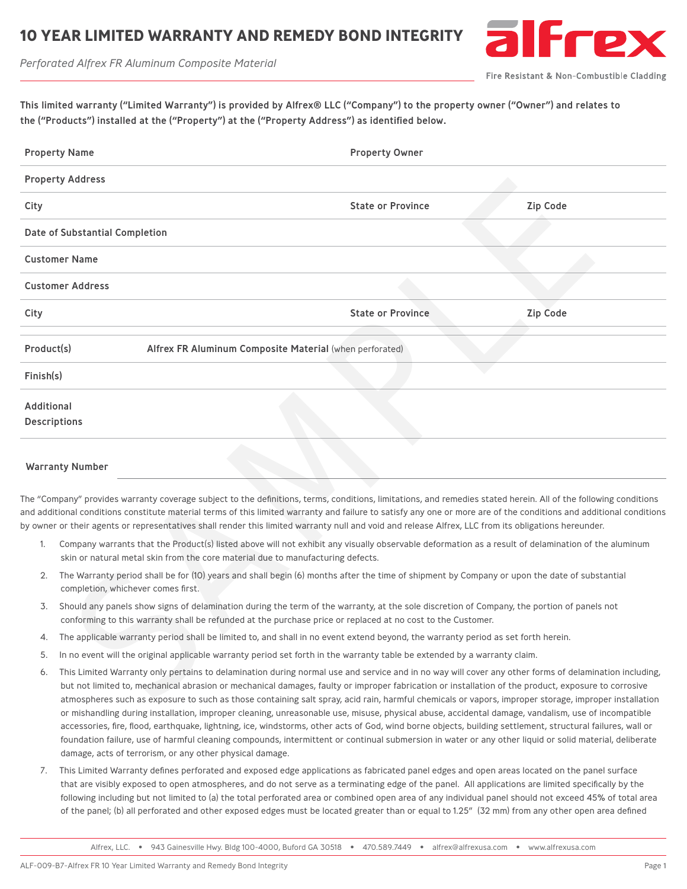# 10 YEAR LIMITED WARRANTY AND REMEDY BOND INTEGRITY

*Perforated Alfrex FR Aluminum Composite Material*

alfrex

Fire Resistant & Non-Combustible Cladding

**This limited warranty ("Limited Warranty") is provided by Alfrex® LLC ("Company") to the property owner ("Owner") and relates to the ("Products") installed at the ("Property") at the ("Property Address") as identified below.**

| | | | |
|---|---|---|---|
| **Property Name** | | **Property Owner** | |
| **Property Address** | | | |
| **City** | | **State or Province** | **Zip Code** |
| **Date of Substantial Completion** | | | |
| **Customer Name** | | | |
| **Customer Address** | | | |
| **City** | | **State or Province** | **Zip Code** |
| **Product(s)** | **Alfrex FR Aluminum Composite Material** (when perforated) | | |
| **Finish(s)** | | | |
| **Additional Descriptions** | | | |

**Warranty Number** ______________________

The "Company" provides warranty coverage subject to the definitions, terms, conditions, limitations, and remedies stated herein. All of the following conditions and additional conditions constitute material terms of this limited warranty and failure to satisfy any one or more are of the conditions and additional conditions by owner or their agents or representatives shall render this limited warranty null and void and release Alfrex, LLC from its obligations hereunder.

1. Company warrants that the Product(s) listed above will not exhibit any visually observable deformation as a result of delamination of the aluminum skin or natural metal skin from the core material due to manufacturing defects.
2. The Warranty period shall be for (10) years and shall begin (6) months after the time of shipment by Company or upon the date of substantial completion, whichever comes first.
3. Should any panels show signs of delamination during the term of the warranty, at the sole discretion of Company, the portion of panels not conforming to this warranty shall be refunded at the purchase price or replaced at no cost to the Customer.
4. The applicable warranty period shall be limited to, and shall in no event extend beyond, the warranty period as set forth herein.
5. In no event will the original applicable warranty period set forth in the warranty table be extended by a warranty claim.
6. This Limited Warranty only pertains to delamination during normal use and service and in no way will cover any other forms of delamination including, but not limited to, mechanical abrasion or mechanical damages, faulty or improper fabrication or installation of the product, exposure to corrosive atmospheres such as exposure to such as those containing salt spray, acid rain, harmful chemicals or vapors, improper storage, improper installation or mishandling during installation, improper cleaning, unreasonable use, misuse, physical abuse, accidental damage, vandalism, use of incompatible accessories, fire, flood, earthquake, lightning, ice, windstorms, other acts of God, wind borne objects, building settlement, structural failures, wall or foundation failure, use of harmful cleaning compounds, intermittent or continual submersion in water or any other liquid or solid material, deliberate damage, acts of terrorism, or any other physical damage.
7. This Limited Warranty defines perforated and exposed edge applications as fabricated panel edges and open areas located on the panel surface that are visibly exposed to open atmospheres, and do not serve as a terminating edge of the panel. All applications are limited specifically by the following including but not limited to (a) the total perforated area or combined open area of any individual panel should not exceed 45% of total area of the panel; (b) all perforated and other exposed edges must be located greater than or equal to 1.25" (32 mm) from any other open area defined

Alfrex, LLC. • 943 Gainesville Hwy. Bldg 100-4000, Buford GA 30518 • 470.589.7449 • alfrex@alfrexusa.com • www.alfrexusa.com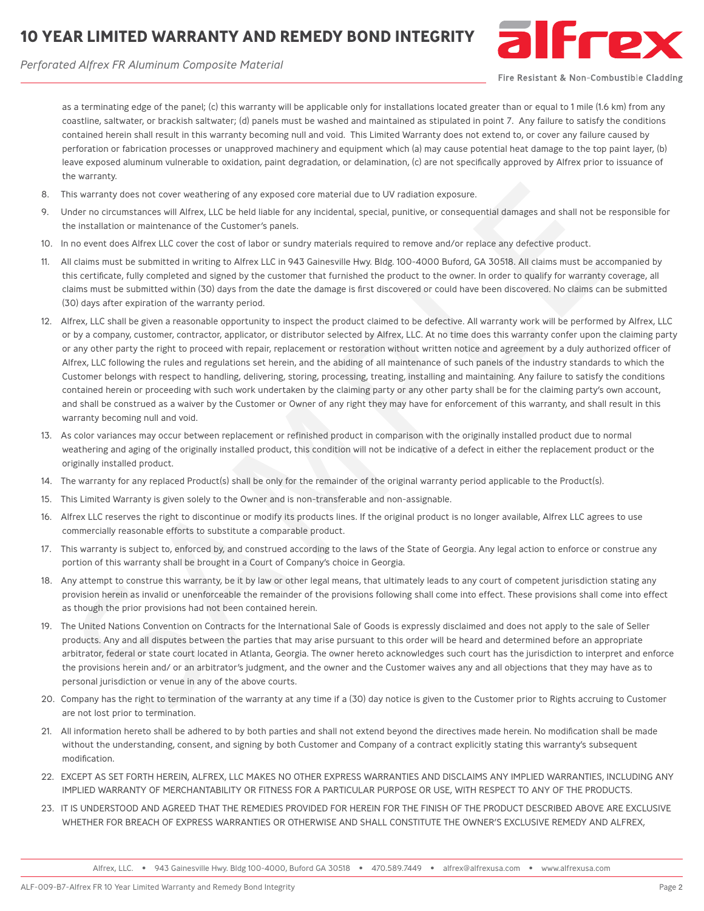as a terminating edge of the panel; (c) this warranty will be applicable only for installations located greater than or equal to 1 mile (1.6 km) from any coastline, saltwater, or brackish saltwater; (d) panels must be washed and maintained as stipulated in point 7. Any failure to satisfy the conditions contained herein shall result in this warranty becoming null and void. This Limited Warranty does not extend to, or cover any failure caused by perforation or fabrication processes or unapproved machinery and equipment which (a) may cause potential heat damage to the top paint layer, (b) leave exposed aluminum vulnerable to oxidation, paint degradation, or delamination, (c) are not specifically approved by Alfrex prior to issuance of the warranty.

8. This warranty does not cover weathering of any exposed core material due to UV radiation exposure.
9. Under no circumstances will Alfrex, LLC be held liable for any incidental, special, punitive, or consequential damages and shall not be responsible for the installation or maintenance of the Customer's panels.
10. In no event does Alfrex LLC cover the cost of labor or sundry materials required to remove and/or replace any defective product.
11. All claims must be submitted in writing to Alfrex LLC in 943 Gainesville Hwy. Bldg. 100-4000 Buford, GA 30518. All claims must be accompanied by this certificate, fully completed and signed by the customer that furnished the product to the owner. In order to qualify for warranty coverage, all claims must be submitted within (30) days from the date the damage is first discovered or could have been discovered. No claims can be submitted (30) days after expiration of the warranty period.
12. Alfrex, LLC shall be given a reasonable opportunity to inspect the product claimed to be defective. All warranty work will be performed by Alfrex, LLC or by a company, customer, contractor, applicator, or distributor selected by Alfrex, LLC. At no time does this warranty confer upon the claiming party or any other party the right to proceed with repair, replacement or restoration without written notice and agreement by a duly authorized officer of Alfrex, LLC following the rules and regulations set herein, and the abiding of all maintenance of such panels of the industry standards to which the Customer belongs with respect to handling, delivering, storing, processing, treating, installing and maintaining. Any failure to satisfy the conditions contained herein or proceeding with such work undertaken by the claiming party or any other party shall be for the claiming party's own account, and shall be construed as a waiver by the Customer or Owner of any right they may have for enforcement of this warranty, and shall result in this warranty becoming null and void.
13. As color variances may occur between replacement or refinished product in comparison with the originally installed product due to normal weathering and aging of the originally installed product, this condition will not be indicative of a defect in either the replacement product or the originally installed product.
14. The warranty for any replaced Product(s) shall be only for the remainder of the original warranty period applicable to the Product(s).
15. This Limited Warranty is given solely to the Owner and is non-transferable and non-assignable.
16. Alfrex LLC reserves the right to discontinue or modify its products lines. If the original product is no longer available, Alfrex LLC agrees to use commercially reasonable efforts to substitute a comparable product.
17. This warranty is subject to, enforced by, and construed according to the laws of the State of Georgia. Any legal action to enforce or construe any portion of this warranty shall be brought in a Court of Company's choice in Georgia.
18. Any attempt to construe this warranty, be it by law or other legal means, that ultimately leads to any court of competent jurisdiction stating any provision herein as invalid or unenforceable the remainder of the provisions following shall come into effect. These provisions shall come into effect as though the prior provisions had not been contained herein.
19. The United Nations Convention on Contracts for the International Sale of Goods is expressly disclaimed and does not apply to the sale of Seller products. Any and all disputes between the parties that may arise pursuant to this order will be heard and determined before an appropriate arbitrator, federal or state court located in Atlanta, Georgia. The owner hereto acknowledges such court has the jurisdiction to interpret and enforce the provisions herein and/ or an arbitrator's judgment, and the owner and the Customer waives any and all objections that they may have as to personal jurisdiction or venue in any of the above courts.
20. Company has the right to termination of the warranty at any time if a (30) day notice is given to the Customer prior to Rights accruing to Customer are not lost prior to termination.
21. All information hereto shall be adhered to by both parties and shall not extend beyond the directives made herein. No modification shall be made without the understanding, consent, and signing by both Customer and Company of a contract explicitly stating this warranty's subsequent modification.
22. EXCEPT AS SET FORTH HEREIN, ALFREX, LLC MAKES NO OTHER EXPRESS WARRANTIES AND DISCLAIMS ANY IMPLIED WARRANTIES, INCLUDING ANY IMPLIED WARRANTY OF MERCHANTABILITY OR FITNESS FOR A PARTICULAR PURPOSE OR USE, WITH RESPECT TO ANY OF THE PRODUCTS.
23. IT IS UNDERSTOOD AND AGREED THAT THE REMEDIES PROVIDED FOR HEREIN FOR THE FINISH OF THE PRODUCT DESCRIBED ABOVE ARE EXCLUSIVE WHETHER FOR BREACH OF EXPRESS WARRANTIES OR OTHERWISE AND SHALL CONSTITUTE THE OWNER'S EXCLUSIVE REMEDY AND ALFREX,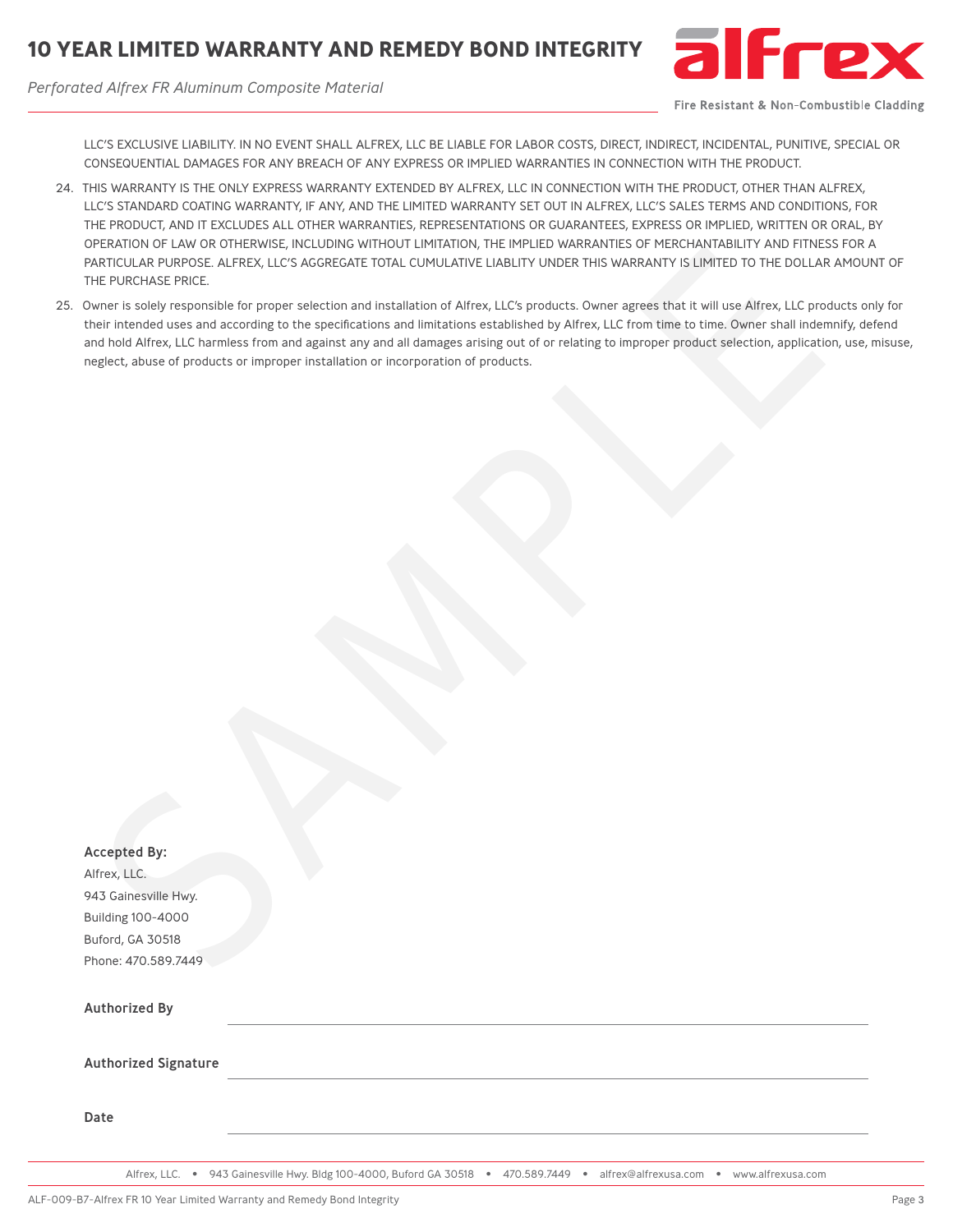LLC'S EXCLUSIVE LIABILITY. IN NO EVENT SHALL ALFREX, LLC BE LIABLE FOR LABOR COSTS, DIRECT, INDIRECT, INCIDENTAL, PUNITIVE, SPECIAL OR CONSEQUENTIAL DAMAGES FOR ANY BREACH OF ANY EXPRESS OR IMPLIED WARRANTIES IN CONNECTION WITH THE PRODUCT.

24. THIS WARRANTY IS THE ONLY EXPRESS WARRANTY EXTENDED BY ALFREX, LLC IN CONNECTION WITH THE PRODUCT, OTHER THAN ALFREX, LLC'S STANDARD COATING WARRANTY, IF ANY, AND THE LIMITED WARRANTY SET OUT IN ALFREX, LLC'S SALES TERMS AND CONDITIONS, FOR THE PRODUCT, AND IT EXCLUDES ALL OTHER WARRANTIES, REPRESENTATIONS OR GUARANTEES, EXPRESS OR IMPLIED, WRITTEN OR ORAL, BY OPERATION OF LAW OR OTHERWISE, INCLUDING WITHOUT LIMITATION, THE IMPLIED WARRANTIES OF MERCHANTABILITY AND FITNESS FOR A PARTICULAR PURPOSE. ALFREX, LLC'S AGGREGATE TOTAL CUMULATIVE LIABLITY UNDER THIS WARRANTY IS LIMITED TO THE DOLLAR AMOUNT OF THE PURCHASE PRICE.
25. Owner is solely responsible for proper selection and installation of Alfrex, LLC's products. Owner agrees that it will use Alfrex, LLC products only for their intended uses and according to the specifications and limitations established by Alfrex, LLC from time to time. Owner shall indemnify, defend and hold Alfrex, LLC harmless from and against any and all damages arising out of or relating to improper product selection, application, use, misuse, neglect, abuse of products or improper installation or incorporation of products.

**Accepted By:**
Alfrex, LLC.
943 Gainesville Hwy.
Building 100-4000
Buford, GA 30518
Phone: 470.589.7449

**Authorized By** ______________________________

**Authorized Signature** ______________________________

**Date** ______________________________

Alfrex, LLC. • 943 Gainesville Hwy. Bldg 100-4000, Buford GA 30518 • 470.589.7449 • alfrex@alfrexusa.com • www.alfrexusa.com